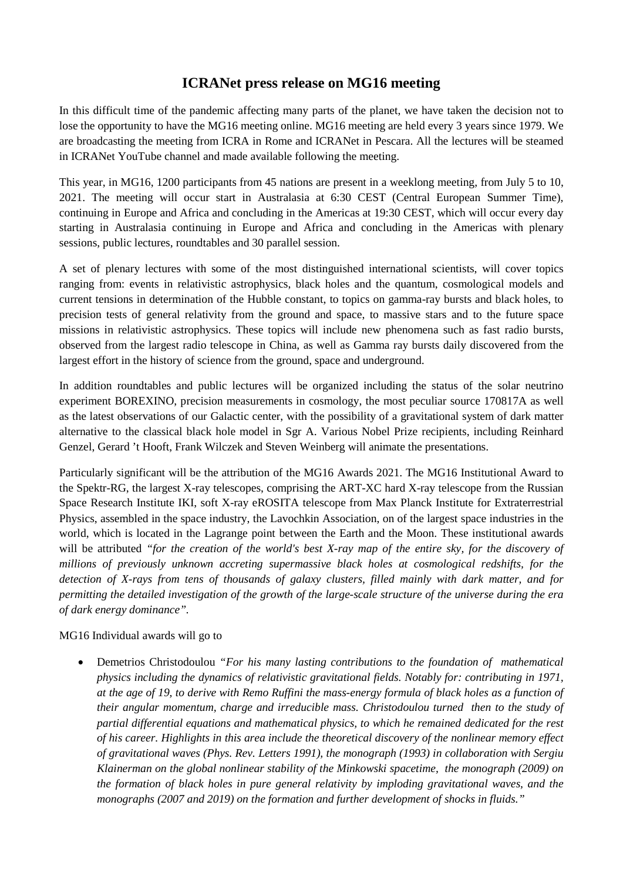# ICRANet press release on MG16 meeting

In this difficult time of the pandemic affecting many parts of the planet, we have taken the decision not to lose the opportunity to have the MG16 meeting online. MG16 meeting are held every 3 years since 1979. We are broadcasting the meeting from ICRA in Rome and ICRANet in Pescara. All the lectures will be steamed in ICRANet YouTube channel and made available following the meeting.

This year, in MG16, 1200 participants from 45 nations are present in a weeklong meeting, from July 5 to 10, 2021. The meeting will occur start in Australasia at 6:30 CEST (Central European Summer Time), continuing in Europe and Africa and concluding in the Americas at 19:30 CEST, which will occur every day starting in Australasia continuing in Europe and Africa and concluding in the Americas with plenary sessions, public lectures, roundtables and 30 parallel session.

A set of plenary lectures with some of the most distinguished international scientists, will cover topics ranging from: events in relativistic astrophysics, black holes and the quantum, cosmological models and current tensions in determination of the Hubble constant, to topics on gamma-ray bursts and black holes, to precision tests of general relativity from the ground and space, to massive stars and to the future space missions in relativistic astrophysics. These topics will include new phenomena such as fast radio bursts, observed from the largest radio telescope in China, as well as Gamma ray bursts daily discovered from the largest effort in the history of science from the ground, space and underground.

In addition roundtables and public lectures will be organized including the status of the solar neutrino experiment BOREXINO, precision measurements in cosmology, the most peculiar source 170817A as well as the latest observations of our Galactic center, with the possibility of a gravitational system of dark matter alternative to the classical black hole model in Sgr A. Various Nobel Prize recipients, including Reinhard Genzel, Gerard ’t Hooft, Frank Wilczek and Steven Weinberg will animate the presentations.

Particularly significant will be the attribution of the MG16 Awards 2021. The MG16 Institutional Award to the Spektr-RG, the largest X-ray telescopes, comprising the ART-XC hard X-ray telescope from the Russian Space Research Institute IKI, soft X-ray eROSITA telescope from Max Planck Institute for Extraterrestrial Physics, assembled in the space industry, the Lavochkin Association, on of the largest space industries in the world, which is located in the Lagrange point between the Earth and the Moon. These institutional awards will be attributed *“for the creation of the world's best X-ray map of the entire sky, for the discovery of millions of previously unknown accreting supermassive black holes at cosmological redshifts, for the detection of X-rays from tens of thousands of galaxy clusters, filled mainly with dark matter, and for permitting the detailed investigation of the growth of the large-scale structure of the universe during the era of dark energy dominance”.*

MG16 Individual awards will go to

- Demetrios Christodoulou *“For his many lasting contributions to the foundation of mathematical physics including the dynamics of relativistic gravitational fields. Notably for: contributing in 1971, at the age of 19, to derive with Remo Ruffini the mass-energy formula of black holes as a function of their angular momentum, charge and irreducible mass. Christodoulou turned then to the study of partial differential equations and mathematical physics, to which he remained dedicated for the rest of his career. Highlights in this area include the theoretical discovery of the nonlinear memory effect of gravitational waves (Phys. Rev. Letters 1991), the monograph (1993) in collaboration with Sergiu Klainerman on the global nonlinear stability of the Minkowski spacetime, the monograph (2009) on the formation of black holes in pure general relativity by imploding gravitational waves, and the monographs (2007 and 2019) on the formation and further development of shocks in fluids.”*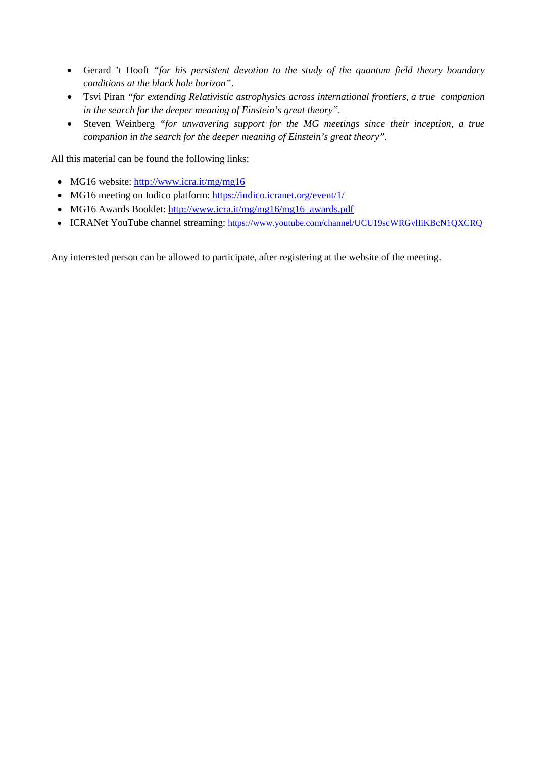- Gerard 't Hooft *"for his persistent devotion to the study of the quantum field theory boundary conditions at the black hole horizon"*.
- Tsvi Piran *"for extending Relativistic astrophysics across international frontiers, a true companion in the search for the deeper meaning of Einstein's great theory"*.
- Steven Weinberg *"for unwavering support for the MG meetings since their inception, a true companion in the search for the deeper meaning of Einstein's great theory"*.

All this material can be found the following links:

- MG16 website: http://www.icra.it/mg/mg16
- MG16 meeting on Indico platform: https://indico.icranet.org/event/1/
- MG16 Awards Booklet: http://www.icra.it/mg/mg16/mg16_awards.pdf
- ICRANet YouTube channel streaming: https://www.youtube.com/channel/UCU19scWRGvlIiKBcN1QXCRQ

Any interested person can be allowed to participate, after registering at the website of the meeting.